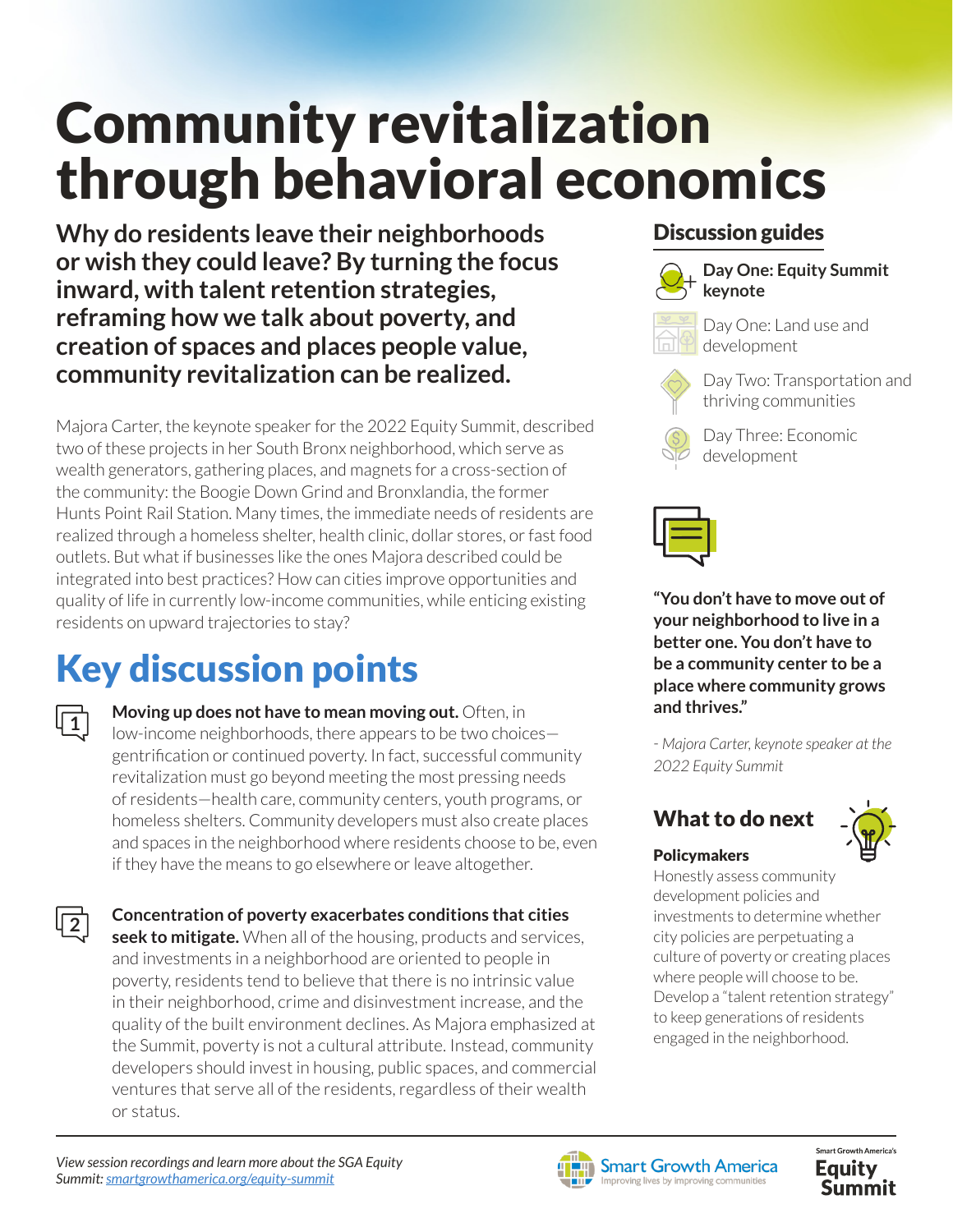# Community revitalization through behavioral economics

**Why do residents leave their neighborhoods or wish they could leave? By turning the focus inward, with talent retention strategies, reframing how we talk about poverty, and creation of spaces and places people value, community revitalization can be realized.**

Majora Carter, the keynote speaker for the 2022 Equity Summit, described two of these projects in her South Bronx neighborhood, which serve as wealth generators, gathering places, and magnets for a cross-section of the community: the Boogie Down Grind and Bronxlandia, the former Hunts Point Rail Station. Many times, the immediate needs of residents are realized through a homeless shelter, health clinic, dollar stores, or fast food outlets. But what if businesses like the ones Majora described could be integrated into best practices? How can cities improve opportunities and quality of life in currently low-income communities, while enticing existing residents on upward trajectories to stay?

## Key discussion points

1. **Moving up does not have to mean moving out.** Often, in low-income neighborhoods, there appears to be two choices—gentrification or continued poverty. In fact, successful community revitalization must go beyond meeting the most pressing needs of residents—health care, community centers, youth programs, or homeless shelters. Community developers must also create places and spaces in the neighborhood where residents choose to be, even if they have the means to go elsewhere or leave altogether.

2. **Concentration of poverty exacerbates conditions that cities seek to mitigate.** When all of the housing, products and services, and investments in a neighborhood are oriented to people in poverty, residents tend to believe that there is no intrinsic value in their neighborhood, crime and disinvestment increase, and the quality of the built environment declines. As Majora emphasized at the Summit, poverty is not a cultural attribute. Instead, community developers should invest in housing, public spaces, and commercial ventures that serve all of the residents, regardless of their wealth or status.

## Discussion guides

- **Day One: Equity Summit keynote**
- Day One: Land use and development
- Day Two: Transportation and thriving communities
- Day Three: Economic development

**"You don't have to move out of your neighborhood to live in a better one. You don't have to be a community center to be a place where community grows and thrives."**

*- Majora Carter, keynote speaker at the 2022 Equity Summit*

## What to do next

**Policymakers**

Honestly assess community development policies and investments to determine whether city policies are perpetuating a culture of poverty or creating places where people will choose to be. Develop a "talent retention strategy" to keep generations of residents engaged in the neighborhood.

*View session recordings and learn more about the SGA Equity Summit: smartgrowthamerica.org/equity-summit*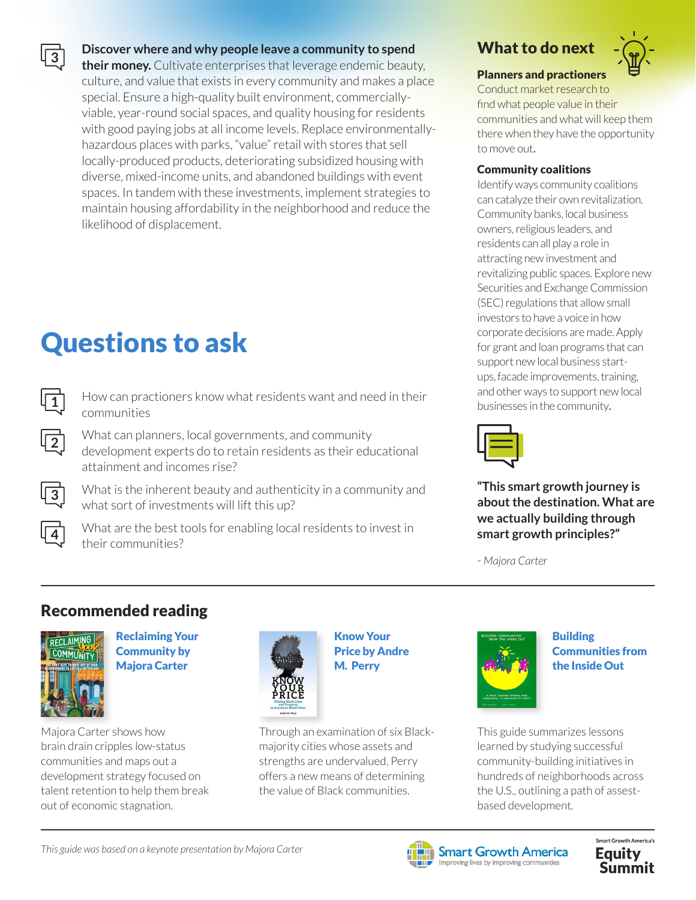3. **Discover where and why people leave a community to spend their money.** Cultivate enterprises that leverage endemic beauty, culture, and value that exists in every community and makes a place special. Ensure a high-quality built environment, commercially-viable, year-round social spaces, and quality housing for residents with good paying jobs at all income levels. Replace environmentally-hazardous places with parks, "value" retail with stores that sell locally-produced products, deteriorating subsidized housing with diverse, mixed-income units, and abandoned buildings with event spaces. In tandem with these investments, implement strategies to maintain housing affordability in the neighborhood and reduce the likelihood of displacement.

# Questions to ask

1. How can practioners know what residents want and need in their communities
2. What can planners, local governments, and community development experts do to retain residents as their educational attainment and incomes rise?
3. What is the inherent beauty and authenticity in a community and what sort of investments will lift this up?
4. What are the best tools for enabling local residents to invest in their communities?

## What to do next

### Planners and practioners

Conduct market research to find what people value in their communities and what will keep them there when they have the opportunity to move out.

### Community coalitions

Identify ways community coalitions can catalyze their own revitalization. Community banks, local business owners, religious leaders, and residents can all play a role in attracting new investment and revitalizing public spaces. Explore new Securities and Exchange Commission (SEC) regulations that allow small investors to have a voice in how corporate decisions are made. Apply for grant and loan programs that can support new local business start-ups, facade improvements, training, and other ways to support new local businesses in the community.

**"This smart growth journey is about the destination. What are we actually building through smart growth principles?"**

*- Majora Carter*

## Recommended reading

**Reclaiming Your Community by Majora Carter**

Majora Carter shows how brain drain cripples low-status communities and maps out a development strategy focused on talent retention to help them break out of economic stagnation.

**Know Your Price by Andre M. Perry**

Through an examination of six Black-majority cities whose assets and strengths are undervalued, Perry offers a new means of determining the value of Black communities.

**Building Communities from the Inside Out**

This guide summarizes lessons learned by studying successful community-building initiatives in hundreds of neighborhoods across the U.S., outlining a path of assest-based development.

*This guide was based on a keynote presentation by Majora Carter*

Smart Growth America — Improving lives by improving communities

Smart Growth America's Equity Summit